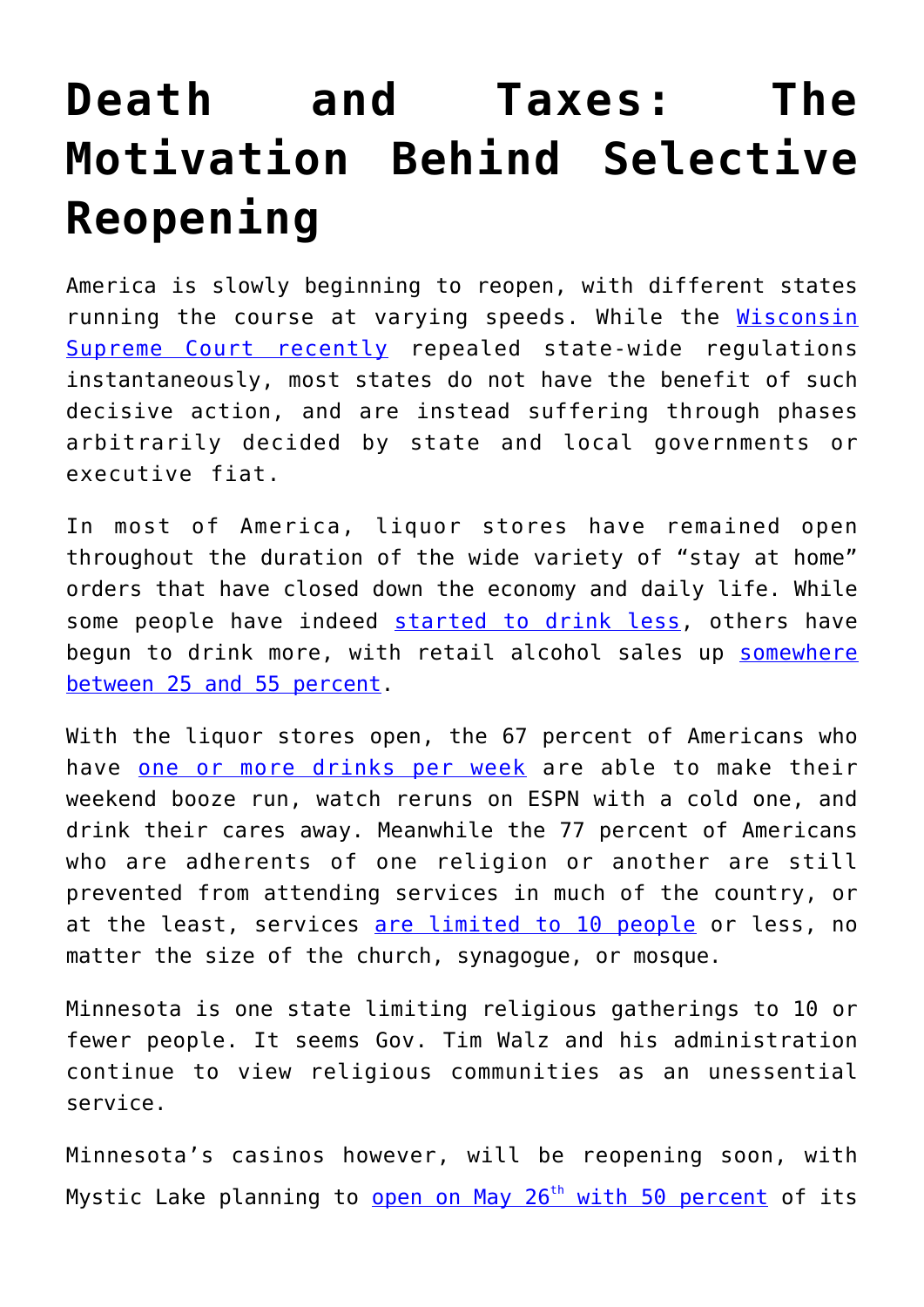# Death and Taxes: The Motivation Behind Selective Reopening

America is slowly beginning to reopen, with different states running the course at varying speeds. While the Wisconsin Supreme Court recently repealed state-wide regulations instantaneously, most states do not have the benefit of such decisive action, and are instead suffering through phases arbitrarily decided by state and local governments or executive fiat.

In most of America, liquor stores have remained open throughout the duration of the wide variety of "stay at home" orders that have closed down the economy and daily life. While some people have indeed started to drink less, others have begun to drink more, with retail alcohol sales up somewhere between 25 and 55 percent.

With the liquor stores open, the 67 percent of Americans who have one or more drinks per week are able to make their weekend booze run, watch reruns on ESPN with a cold one, and drink their cares away. Meanwhile the 77 percent of Americans who are adherents of one religion or another are still prevented from attending services in much of the country, or at the least, services are limited to 10 people or less, no matter the size of the church, synagogue, or mosque.

Minnesota is one state limiting religious gatherings to 10 or fewer people. It seems Gov. Tim Walz and his administration continue to view religious communities as an unessential service.

Minnesota's casinos however, will be reopening soon, with Mystic Lake planning to open on May 26th with 50 percent of its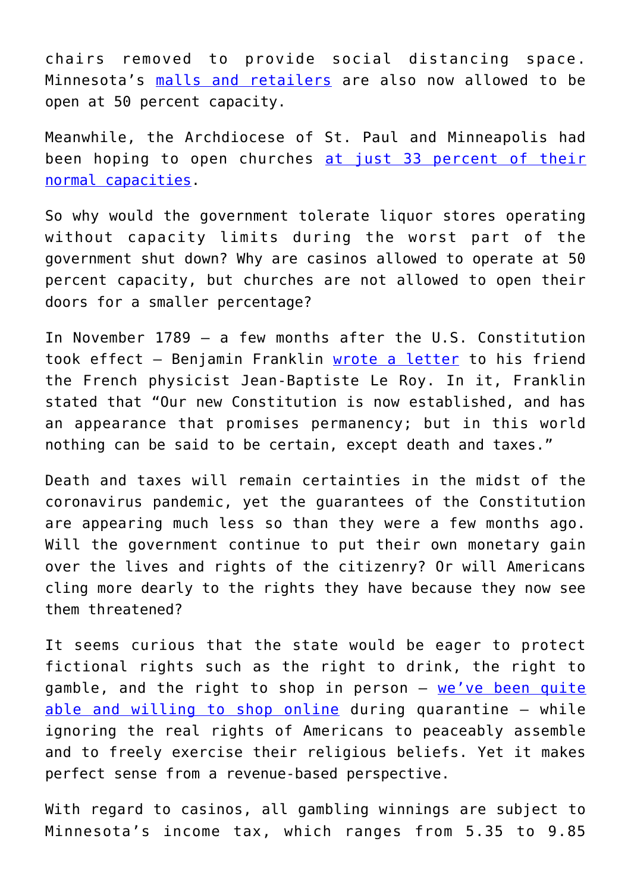chairs removed to provide social distancing space. Minnesota's malls and retailers are also now allowed to be open at 50 percent capacity.

Meanwhile, the Archdiocese of St. Paul and Minneapolis had been hoping to open churches at just 33 percent of their normal capacities.

So why would the government tolerate liquor stores operating without capacity limits during the worst part of the government shut down? Why are casinos allowed to operate at 50 percent capacity, but churches are not allowed to open their doors for a smaller percentage?

In November 1789 – a few months after the U.S. Constitution took effect – Benjamin Franklin wrote a letter to his friend the French physicist Jean-Baptiste Le Roy. In it, Franklin stated that "Our new Constitution is now established, and has an appearance that promises permanency; but in this world nothing can be said to be certain, except death and taxes."

Death and taxes will remain certainties in the midst of the coronavirus pandemic, yet the guarantees of the Constitution are appearing much less so than they were a few months ago. Will the government continue to put their own monetary gain over the lives and rights of the citizenry? Or will Americans cling more dearly to the rights they have because they now see them threatened?

It seems curious that the state would be eager to protect fictional rights such as the right to drink, the right to gamble, and the right to shop in person – we've been quite able and willing to shop online during quarantine – while ignoring the real rights of Americans to peaceably assemble and to freely exercise their religious beliefs. Yet it makes perfect sense from a revenue-based perspective.

With regard to casinos, all gambling winnings are subject to Minnesota's income tax, which ranges from 5.35 to 9.85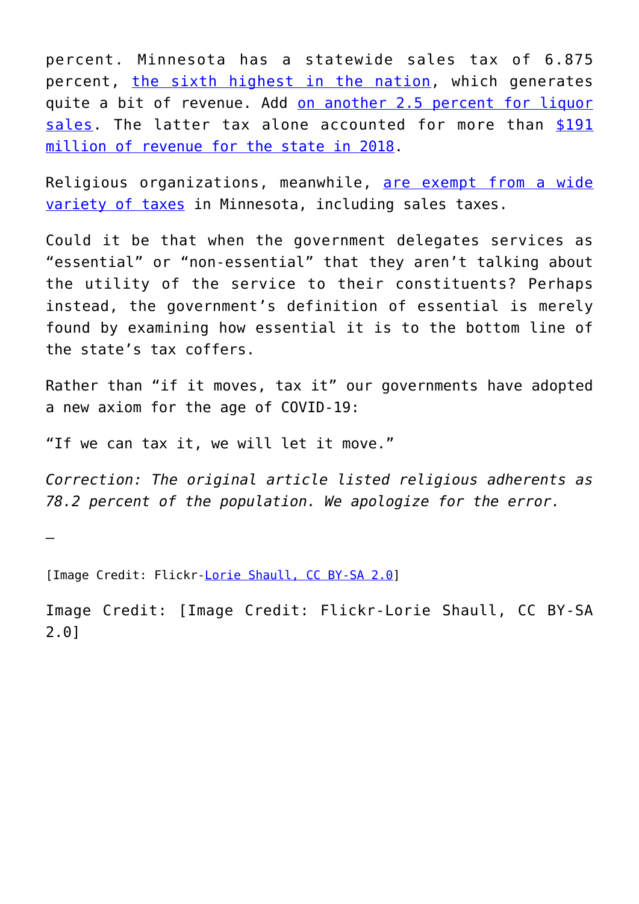percent. Minnesota has a statewide sales tax of 6.875 percent, the sixth highest in the nation, which generates quite a bit of revenue. Add on another 2.5 percent for liquor sales. The latter tax alone accounted for more than $191 million of revenue for the state in 2018.

Religious organizations, meanwhile, are exempt from a wide variety of taxes in Minnesota, including sales taxes.

Could it be that when the government delegates services as "essential" or "non-essential" that they aren't talking about the utility of the service to their constituents? Perhaps instead, the government's definition of essential is merely found by examining how essential it is to the bottom line of the state's tax coffers.

Rather than "if it moves, tax it" our governments have adopted a new axiom for the age of COVID-19:

"If we can tax it, we will let it move."

*Correction: The original article listed religious adherents as 78.2 percent of the population. We apologize for the error.*

—

[Image Credit: Flickr-Lorie Shaull, CC BY-SA 2.0]

Image Credit: [Image Credit: Flickr-Lorie Shaull, CC BY-SA 2.0]